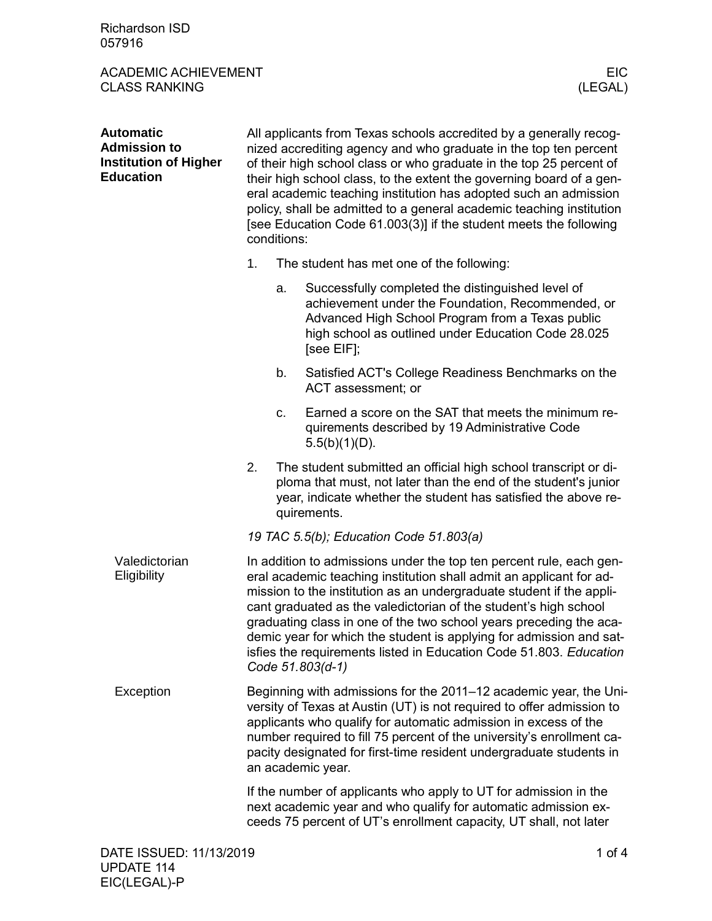Richardson ISD
057916

ACADEMIC ACHIEVEMENT
CLASS RANKING

EIC
(LEGAL)

## Automatic Admission to Institution of Higher Education

All applicants from Texas schools accredited by a generally recognized accrediting agency and who graduate in the top ten percent of their high school class or who graduate in the top 25 percent of their high school class, to the extent the governing board of a general academic teaching institution has adopted such an admission policy, shall be admitted to a general academic teaching institution [see Education Code 61.003(3)] if the student meets the following conditions:

1. The student has met one of the following:
   a. Successfully completed the distinguished level of achievement under the Foundation, Recommended, or Advanced High School Program from a Texas public high school as outlined under Education Code 28.025 [see EIF];
   b. Satisfied ACT's College Readiness Benchmarks on the ACT assessment; or
   c. Earned a score on the SAT that meets the minimum requirements described by 19 Administrative Code 5.5(b)(1)(D).
2. The student submitted an official high school transcript or diploma that must, not later than the end of the student's junior year, indicate whether the student has satisfied the above requirements.

*19 TAC 5.5(b); Education Code 51.803(a)*

### Valedictorian Eligibility

In addition to admissions under the top ten percent rule, each general academic teaching institution shall admit an applicant for admission to the institution as an undergraduate student if the applicant graduated as the valedictorian of the student's high school graduating class in one of the two school years preceding the academic year for which the student is applying for admission and satisfies the requirements listed in Education Code 51.803. *Education Code 51.803(d-1)*

### Exception

Beginning with admissions for the 2011–12 academic year, the University of Texas at Austin (UT) is not required to offer admission to applicants who qualify for automatic admission in excess of the number required to fill 75 percent of the university's enrollment capacity designated for first-time resident undergraduate students in an academic year.

If the number of applicants who apply to UT for admission in the next academic year and who qualify for automatic admission exceeds 75 percent of UT's enrollment capacity, UT shall, not later

DATE ISSUED: 11/13/2019
UPDATE 114
EIC(LEGAL)-P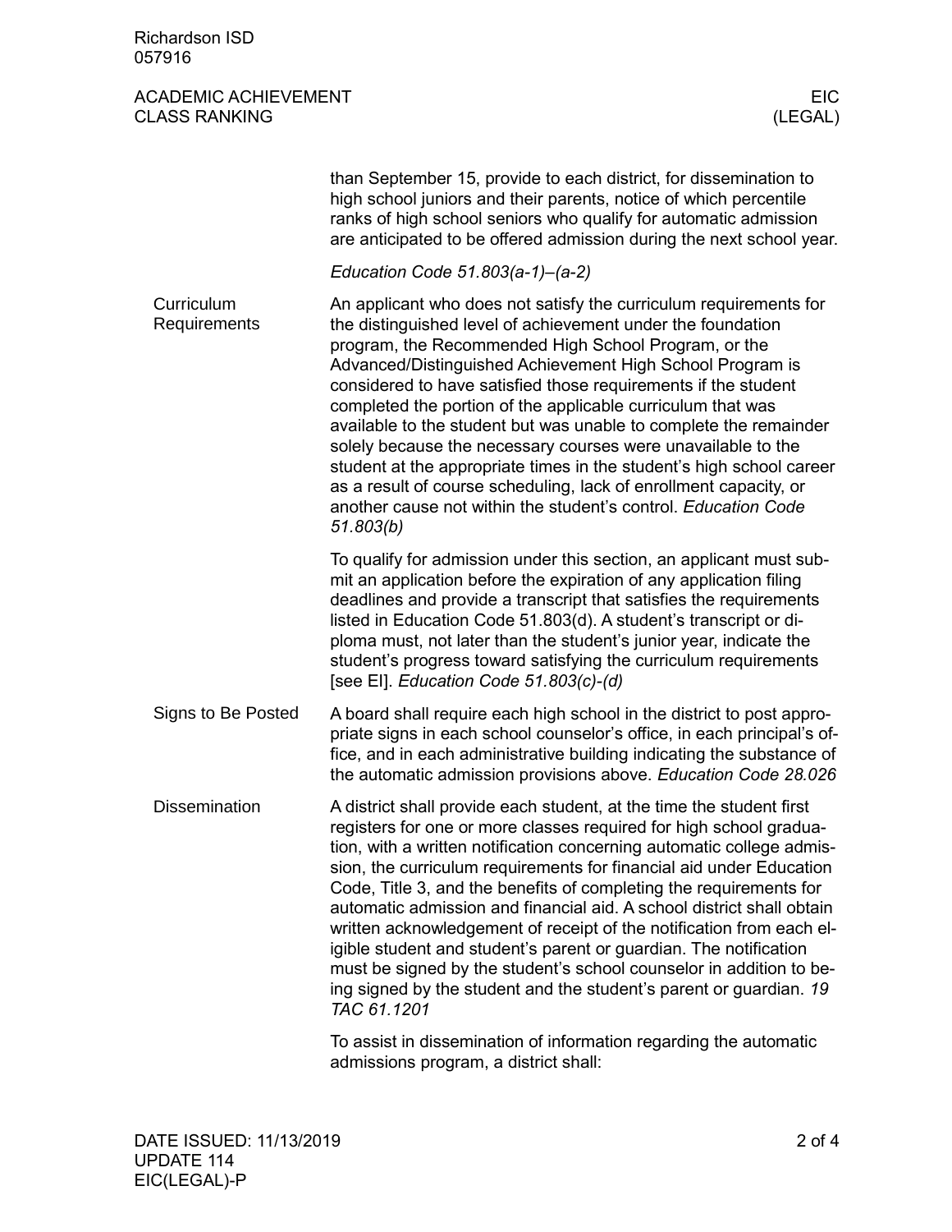than September 15, provide to each district, for dissemination to high school juniors and their parents, notice of which percentile ranks of high school seniors who qualify for automatic admission are anticipated to be offered admission during the next school year.

*Education Code 51.803(a-1)–(a-2)*

## Curriculum Requirements

An applicant who does not satisfy the curriculum requirements for the distinguished level of achievement under the foundation program, the Recommended High School Program, or the Advanced/Distinguished Achievement High School Program is considered to have satisfied those requirements if the student completed the portion of the applicable curriculum that was available to the student but was unable to complete the remainder solely because the necessary courses were unavailable to the student at the appropriate times in the student's high school career as a result of course scheduling, lack of enrollment capacity, or another cause not within the student's control. *Education Code 51.803(b)*

To qualify for admission under this section, an applicant must submit an application before the expiration of any application filing deadlines and provide a transcript that satisfies the requirements listed in Education Code 51.803(d). A student's transcript or diploma must, not later than the student's junior year, indicate the student's progress toward satisfying the curriculum requirements [see EI]. *Education Code 51.803(c)-(d)*

## Signs to Be Posted

A board shall require each high school in the district to post appropriate signs in each school counselor's office, in each principal's office, and in each administrative building indicating the substance of the automatic admission provisions above. *Education Code 28.026*

## Dissemination

A district shall provide each student, at the time the student first registers for one or more classes required for high school graduation, with a written notification concerning automatic college admission, the curriculum requirements for financial aid under Education Code, Title 3, and the benefits of completing the requirements for automatic admission and financial aid. A school district shall obtain written acknowledgement of receipt of the notification from each eligible student and student's parent or guardian. The notification must be signed by the student's school counselor in addition to being signed by the student and the student's parent or guardian. *19 TAC 61.1201*

To assist in dissemination of information regarding the automatic admissions program, a district shall: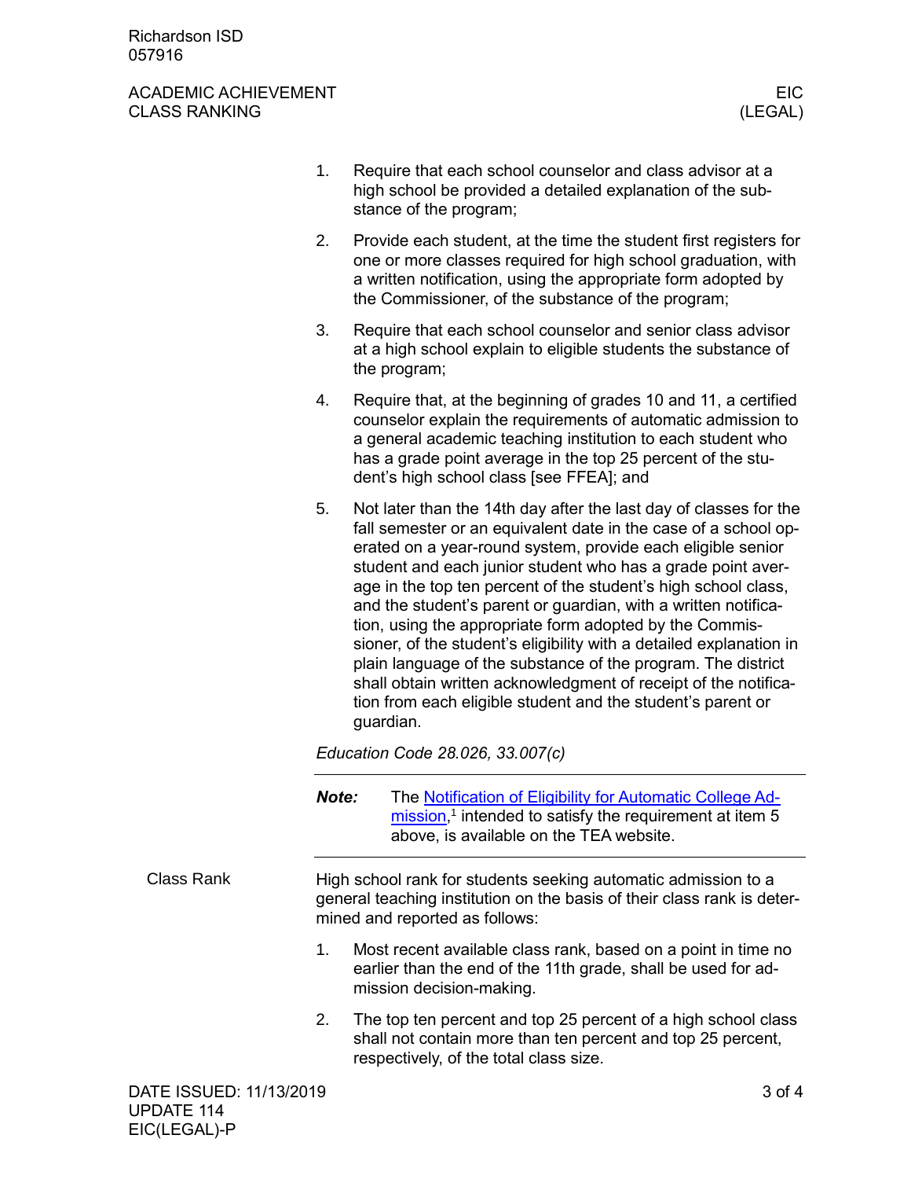1. Require that each school counselor and class advisor at a high school be provided a detailed explanation of the substance of the program;
2. Provide each student, at the time the student first registers for one or more classes required for high school graduation, with a written notification, using the appropriate form adopted by the Commissioner, of the substance of the program;
3. Require that each school counselor and senior class advisor at a high school explain to eligible students the substance of the program;
4. Require that, at the beginning of grades 10 and 11, a certified counselor explain the requirements of automatic admission to a general academic teaching institution to each student who has a grade point average in the top 25 percent of the student's high school class [see FFEA]; and
5. Not later than the 14th day after the last day of classes for the fall semester or an equivalent date in the case of a school operated on a year-round system, provide each eligible senior student and each junior student who has a grade point average in the top ten percent of the student's high school class, and the student's parent or guardian, with a written notification, using the appropriate form adopted by the Commissioner, of the student's eligibility with a detailed explanation in plain language of the substance of the program. The district shall obtain written acknowledgment of receipt of the notification from each eligible student and the student's parent or guardian.

*Education Code 28.026, 33.007(c)*

---

**Note:** The Notification of Eligibility for Automatic College Admission,[1] intended to satisfy the requirement at item 5 above, is available on the TEA website.

---

## Class Rank

High school rank for students seeking automatic admission to a general teaching institution on the basis of their class rank is determined and reported as follows:

1. Most recent available class rank, based on a point in time no earlier than the end of the 11th grade, shall be used for admission decision-making.
2. The top ten percent and top 25 percent of a high school class shall not contain more than ten percent and top 25 percent, respectively, of the total class size.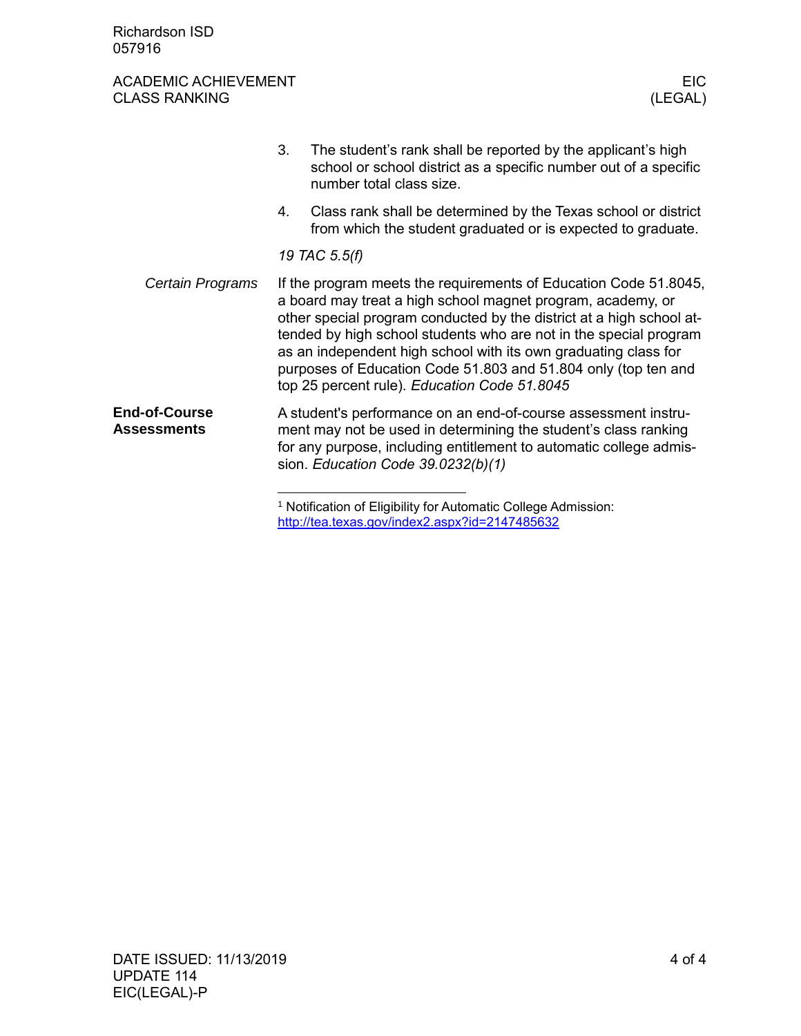3. The student's rank shall be reported by the applicant's high school or school district as a specific number out of a specific number total class size.
4. Class rank shall be determined by the Texas school or district from which the student graduated or is expected to graduate.

*19 TAC 5.5(f)*

*Certain Programs*

If the program meets the requirements of Education Code 51.8045, a board may treat a high school magnet program, academy, or other special program conducted by the district at a high school attended by high school students who are not in the special program as an independent high school with its own graduating class for purposes of Education Code 51.803 and 51.804 only (top ten and top 25 percent rule). *Education Code 51.8045*

**End-of-Course Assessments**

A student's performance on an end-of-course assessment instrument may not be used in determining the student's class ranking for any purpose, including entitlement to automatic college admission. *Education Code 39.0232(b)(1)*

---

[1] Notification of Eligibility for Automatic College Admission: http://tea.texas.gov/index2.aspx?id=2147485632